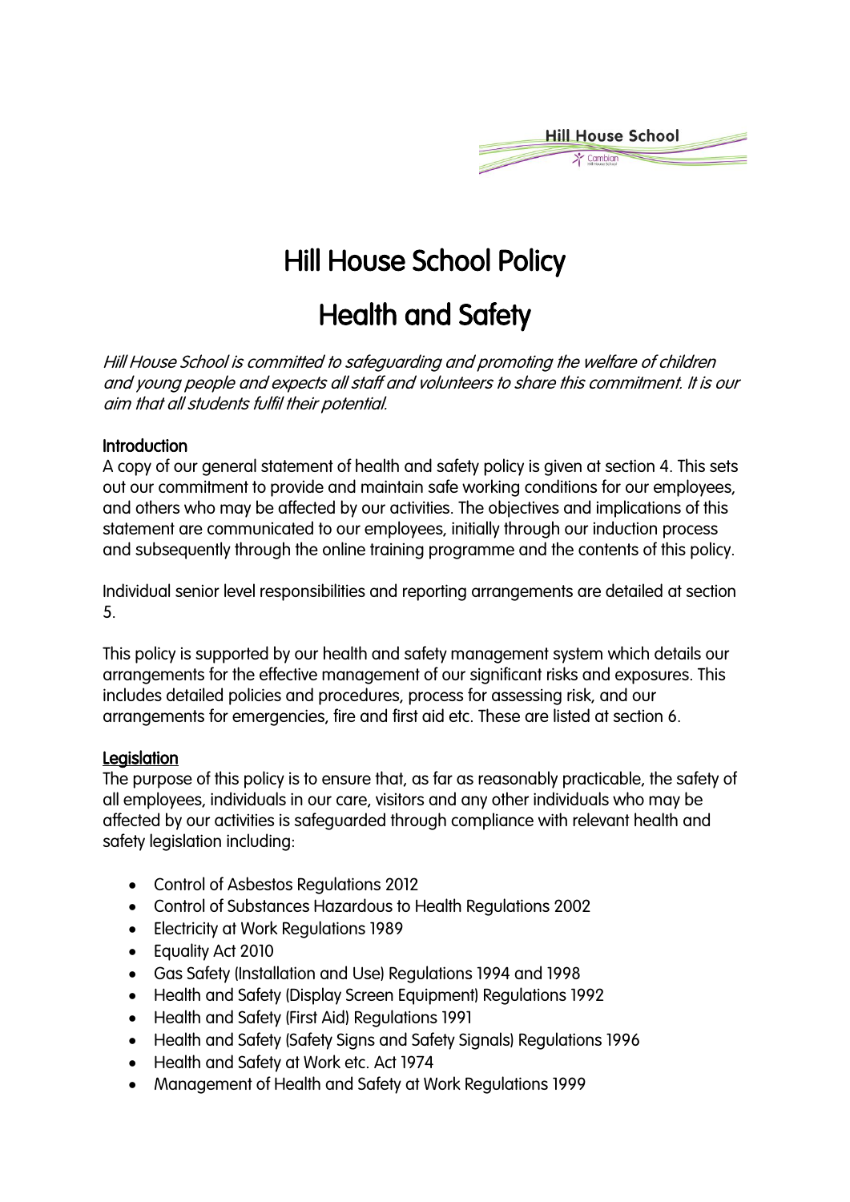# Hill House School Policy

# Health and Safety

*Hill House School is committed to safeguarding and promoting the welfare of children and young people and expects all staff and volunteers to share this commitment. It is our aim that all students fulfil their potential.*

### Introduction

A copy of our general statement of health and safety policy is given at section 4. This sets out our commitment to provide and maintain safe working conditions for our employees, and others who may be affected by our activities. The objectives and implications of this statement are communicated to our employees, initially through our induction process and subsequently through the online training programme and the contents of this policy.

Individual senior level responsibilities and reporting arrangements are detailed at section 5.

This policy is supported by our health and safety management system which details our arrangements for the effective management of our significant risks and exposures. This includes detailed policies and procedures, process for assessing risk, and our arrangements for emergencies, fire and first aid etc. These are listed at section 6.

### Legislation

The purpose of this policy is to ensure that, as far as reasonably practicable, the safety of all employees, individuals in our care, visitors and any other individuals who may be affected by our activities is safeguarded through compliance with relevant health and safety legislation including:

- Control of Asbestos Regulations 2012
- Control of Substances Hazardous to Health Regulations 2002
- Electricity at Work Regulations 1989
- Equality Act 2010
- Gas Safety (Installation and Use) Regulations 1994 and 1998
- Health and Safety (Display Screen Equipment) Regulations 1992
- Health and Safety (First Aid) Regulations 1991
- Health and Safety (Safety Signs and Safety Signals) Regulations 1996
- Health and Safety at Work etc. Act 1974
- Management of Health and Safety at Work Regulations 1999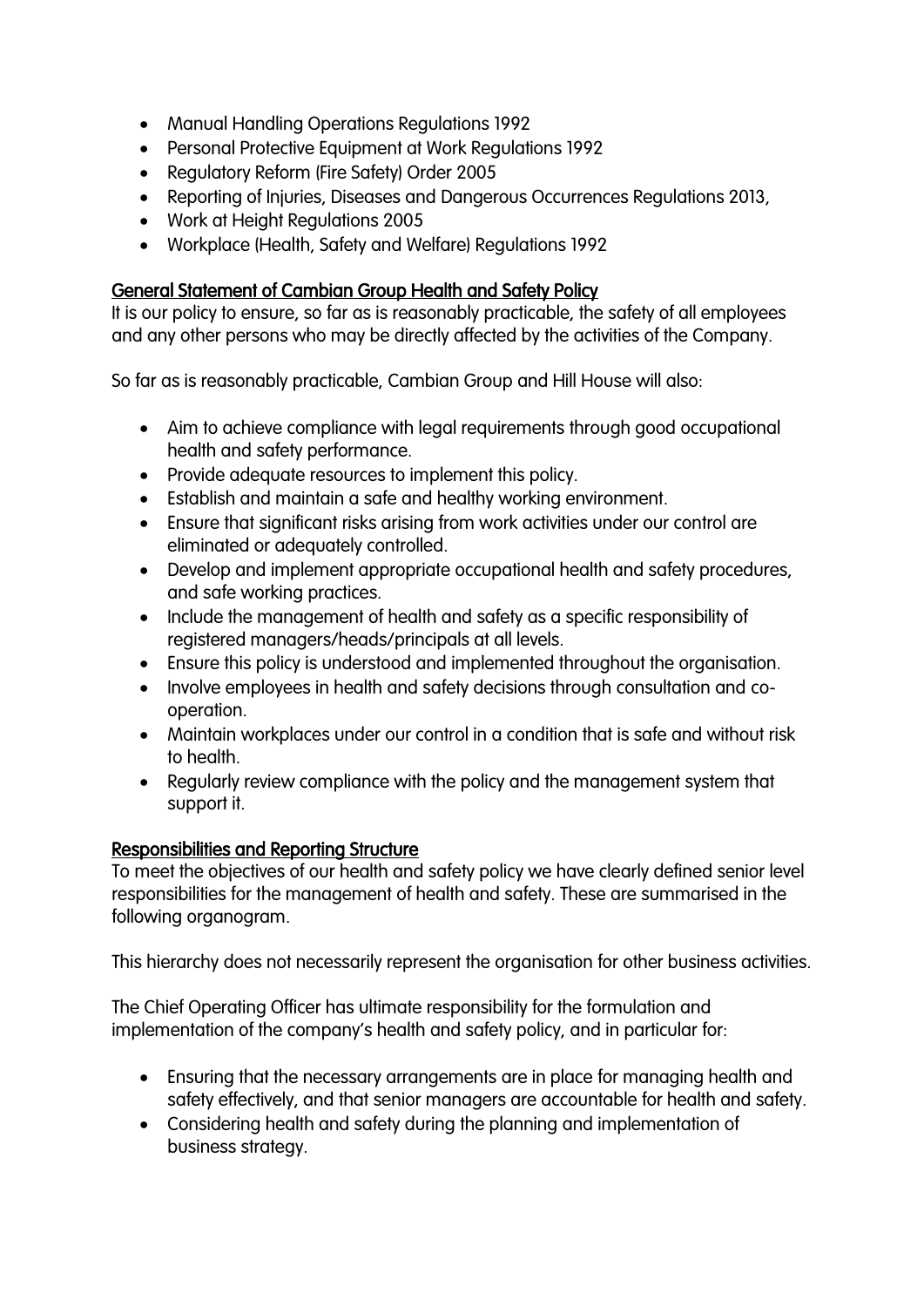- Manual Handling Operations Regulations 1992
- Personal Protective Equipment at Work Regulations 1992
- Regulatory Reform (Fire Safety) Order 2005
- Reporting of Injuries, Diseases and Dangerous Occurrences Regulations 2013,
- Work at Height Regulations 2005
- Workplace (Health, Safety and Welfare) Regulations 1992

## General Statement of Cambian Group Health and Safety Policy

It is our policy to ensure, so far as is reasonably practicable, the safety of all employees and any other persons who may be directly affected by the activities of the Company.

So far as is reasonably practicable, Cambian Group and Hill House will also:

- Aim to achieve compliance with legal requirements through good occupational health and safety performance.
- Provide adequate resources to implement this policy.
- Establish and maintain a safe and healthy working environment.
- Ensure that significant risks arising from work activities under our control are eliminated or adequately controlled.
- Develop and implement appropriate occupational health and safety procedures, and safe working practices.
- Include the management of health and safety as a specific responsibility of registered managers/heads/principals at all levels.
- Ensure this policy is understood and implemented throughout the organisation.
- Involve employees in health and safety decisions through consultation and co-operation.
- Maintain workplaces under our control in a condition that is safe and without risk to health.
- Regularly review compliance with the policy and the management system that support it.

## Responsibilities and Reporting Structure

To meet the objectives of our health and safety policy we have clearly defined senior level responsibilities for the management of health and safety. These are summarised in the following organogram.

This hierarchy does not necessarily represent the organisation for other business activities.

The Chief Operating Officer has ultimate responsibility for the formulation and implementation of the company's health and safety policy, and in particular for:

- Ensuring that the necessary arrangements are in place for managing health and safety effectively, and that senior managers are accountable for health and safety.
- Considering health and safety during the planning and implementation of business strategy.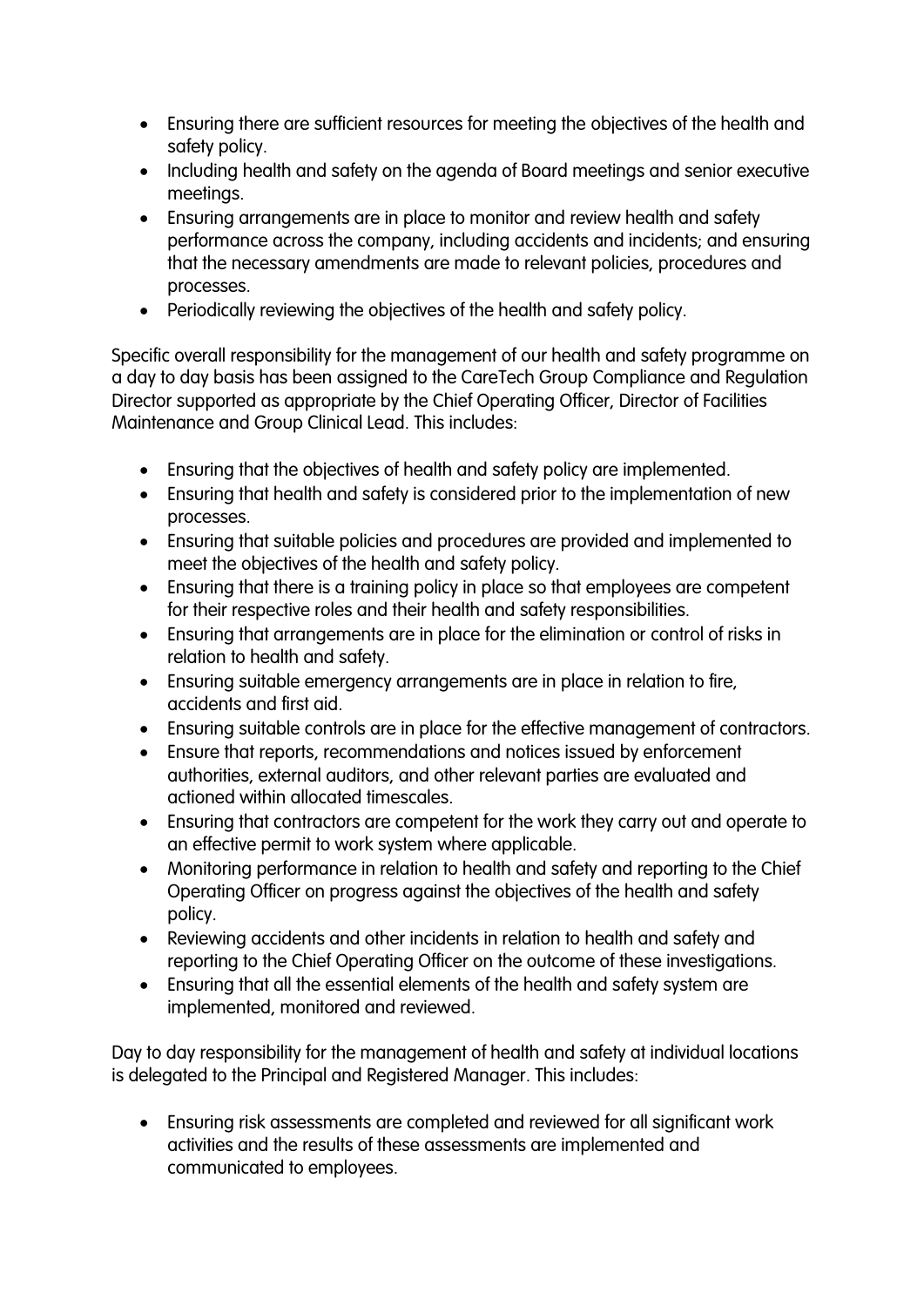- Ensuring there are sufficient resources for meeting the objectives of the health and safety policy.
- Including health and safety on the agenda of Board meetings and senior executive meetings.
- Ensuring arrangements are in place to monitor and review health and safety performance across the company, including accidents and incidents; and ensuring that the necessary amendments are made to relevant policies, procedures and processes.
- Periodically reviewing the objectives of the health and safety policy.

Specific overall responsibility for the management of our health and safety programme on a day to day basis has been assigned to the CareTech Group Compliance and Regulation Director supported as appropriate by the Chief Operating Officer, Director of Facilities Maintenance and Group Clinical Lead. This includes:

- Ensuring that the objectives of health and safety policy are implemented.
- Ensuring that health and safety is considered prior to the implementation of new processes.
- Ensuring that suitable policies and procedures are provided and implemented to meet the objectives of the health and safety policy.
- Ensuring that there is a training policy in place so that employees are competent for their respective roles and their health and safety responsibilities.
- Ensuring that arrangements are in place for the elimination or control of risks in relation to health and safety.
- Ensuring suitable emergency arrangements are in place in relation to fire, accidents and first aid.
- Ensuring suitable controls are in place for the effective management of contractors.
- Ensure that reports, recommendations and notices issued by enforcement authorities, external auditors, and other relevant parties are evaluated and actioned within allocated timescales.
- Ensuring that contractors are competent for the work they carry out and operate to an effective permit to work system where applicable.
- Monitoring performance in relation to health and safety and reporting to the Chief Operating Officer on progress against the objectives of the health and safety policy.
- Reviewing accidents and other incidents in relation to health and safety and reporting to the Chief Operating Officer on the outcome of these investigations.
- Ensuring that all the essential elements of the health and safety system are implemented, monitored and reviewed.

Day to day responsibility for the management of health and safety at individual locations is delegated to the Principal and Registered Manager. This includes:

- Ensuring risk assessments are completed and reviewed for all significant work activities and the results of these assessments are implemented and communicated to employees.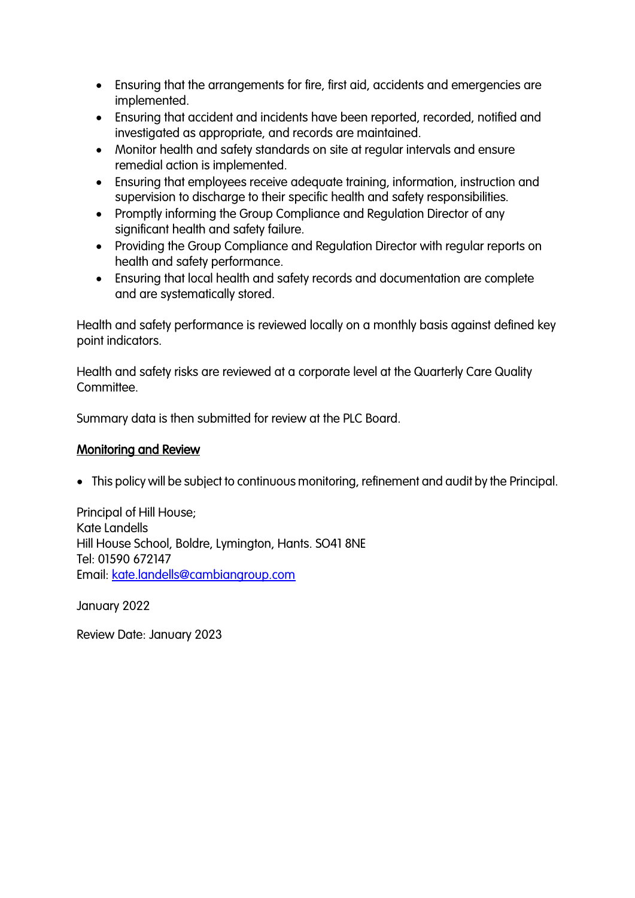- Ensuring that the arrangements for fire, first aid, accidents and emergencies are implemented.
- Ensuring that accident and incidents have been reported, recorded, notified and investigated as appropriate, and records are maintained.
- Monitor health and safety standards on site at regular intervals and ensure remedial action is implemented.
- Ensuring that employees receive adequate training, information, instruction and supervision to discharge to their specific health and safety responsibilities.
- Promptly informing the Group Compliance and Regulation Director of any significant health and safety failure.
- Providing the Group Compliance and Regulation Director with regular reports on health and safety performance.
- Ensuring that local health and safety records and documentation are complete and are systematically stored.

Health and safety performance is reviewed locally on a monthly basis against defined key point indicators.

Health and safety risks are reviewed at a corporate level at the Quarterly Care Quality Committee.

Summary data is then submitted for review at the PLC Board.

## Monitoring and Review

- This policy will be subject to continuous monitoring, refinement and audit by the Principal.

Principal of Hill House;
Kate Landells
Hill House School, Boldre, Lymington, Hants. SO41 8NE
Tel: 01590 672147
Email: kate.landells@cambiangroup.com

January 2022

Review Date: January 2023